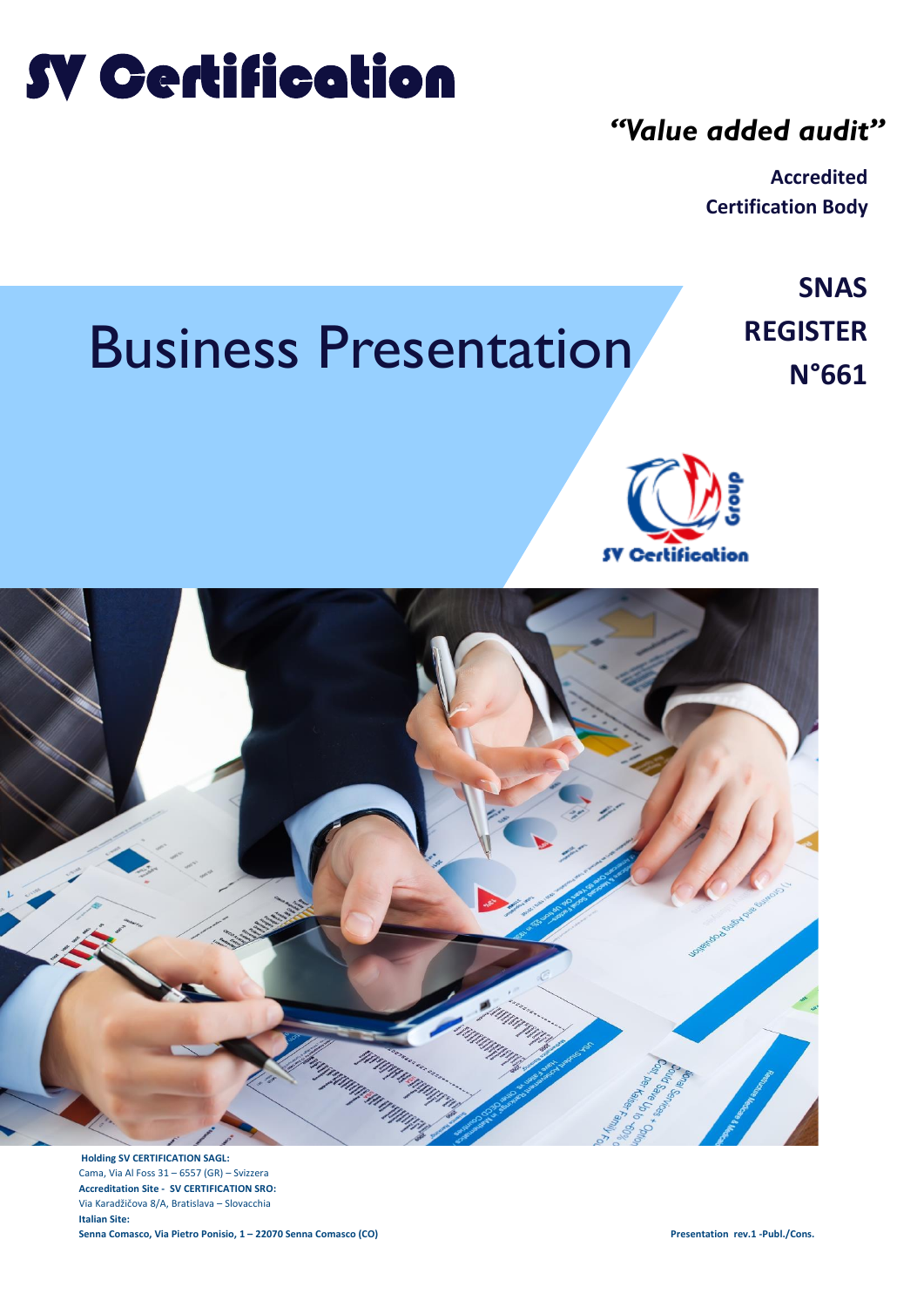# SV Certification

*"Value added audit"*

**Accredited Certification Body**

# Business Presentation

**SNAS REGISTER N°661**

SV Certification Group

**Holding SV CERTIFICATION SAGL:**
Cama, Via Al Foss 31 – 6557 (GR) – Svizzera
**Accreditation Site - SV CERTIFICATION SRO:**
Via Karadžičova 8/A, Bratislava – Slovacchia
**Italian Site:**
**Senna Comasco, Via Pietro Ponisio, 1 – 22070 Senna Comasco (CO)**

**Presentation rev.1 -Publ./Cons.**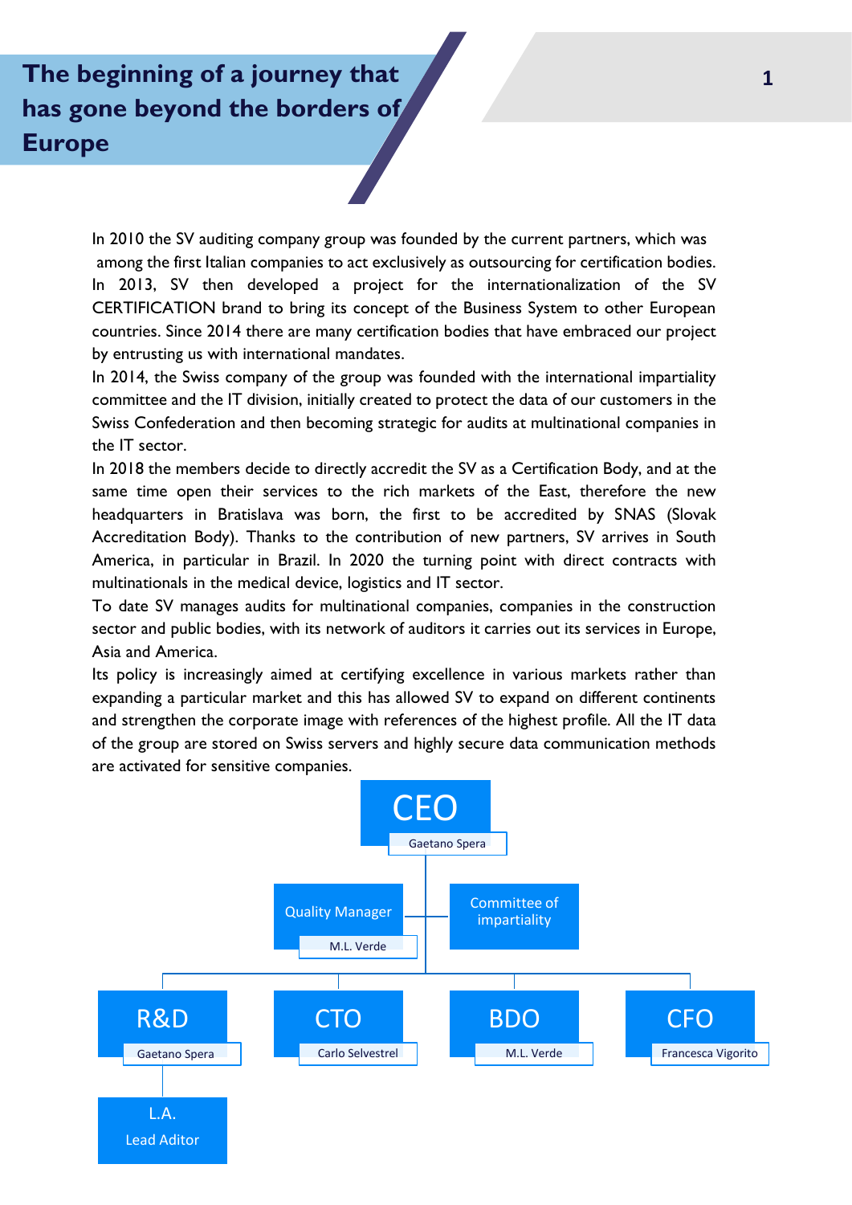# The beginning of a journey that has gone beyond the borders of Europe

In 2010 the SV auditing company group was founded by the current partners, which was among the first Italian companies to act exclusively as outsourcing for certification bodies. In 2013, SV then developed a project for the internationalization of the SV CERTIFICATION brand to bring its concept of the Business System to other European countries. Since 2014 there are many certification bodies that have embraced our project by entrusting us with international mandates.

In 2014, the Swiss company of the group was founded with the international impartiality committee and the IT division, initially created to protect the data of our customers in the Swiss Confederation and then becoming strategic for audits at multinational companies in the IT sector.

In 2018 the members decide to directly accredit the SV as a Certification Body, and at the same time open their services to the rich markets of the East, therefore the new headquarters in Bratislava was born, the first to be accredited by SNAS (Slovak Accreditation Body). Thanks to the contribution of new partners, SV arrives in South America, in particular in Brazil. In 2020 the turning point with direct contracts with multinationals in the medical device, logistics and IT sector.

To date SV manages audits for multinational companies, companies in the construction sector and public bodies, with its network of auditors it carries out its services in Europe, Asia and America.

Its policy is increasingly aimed at certifying excellence in various markets rather than expanding a particular market and this has allowed SV to expand on different continents and strengthen the corporate image with references of the highest profile. All the IT data of the group are stored on Swiss servers and highly secure data communication methods are activated for sensitive companies.

- **CEO** – Gaetano Spera
  - **Quality Manager** – M.L. Verde
  - **Committee of impartiality**
  - **R&D** – Gaetano Spera
    - **L.A.** – Lead Aditor
  - **CTO** – Carlo Selvestrel
  - **BDO** – M.L. Verde
  - **CFO** – Francesca Vigorito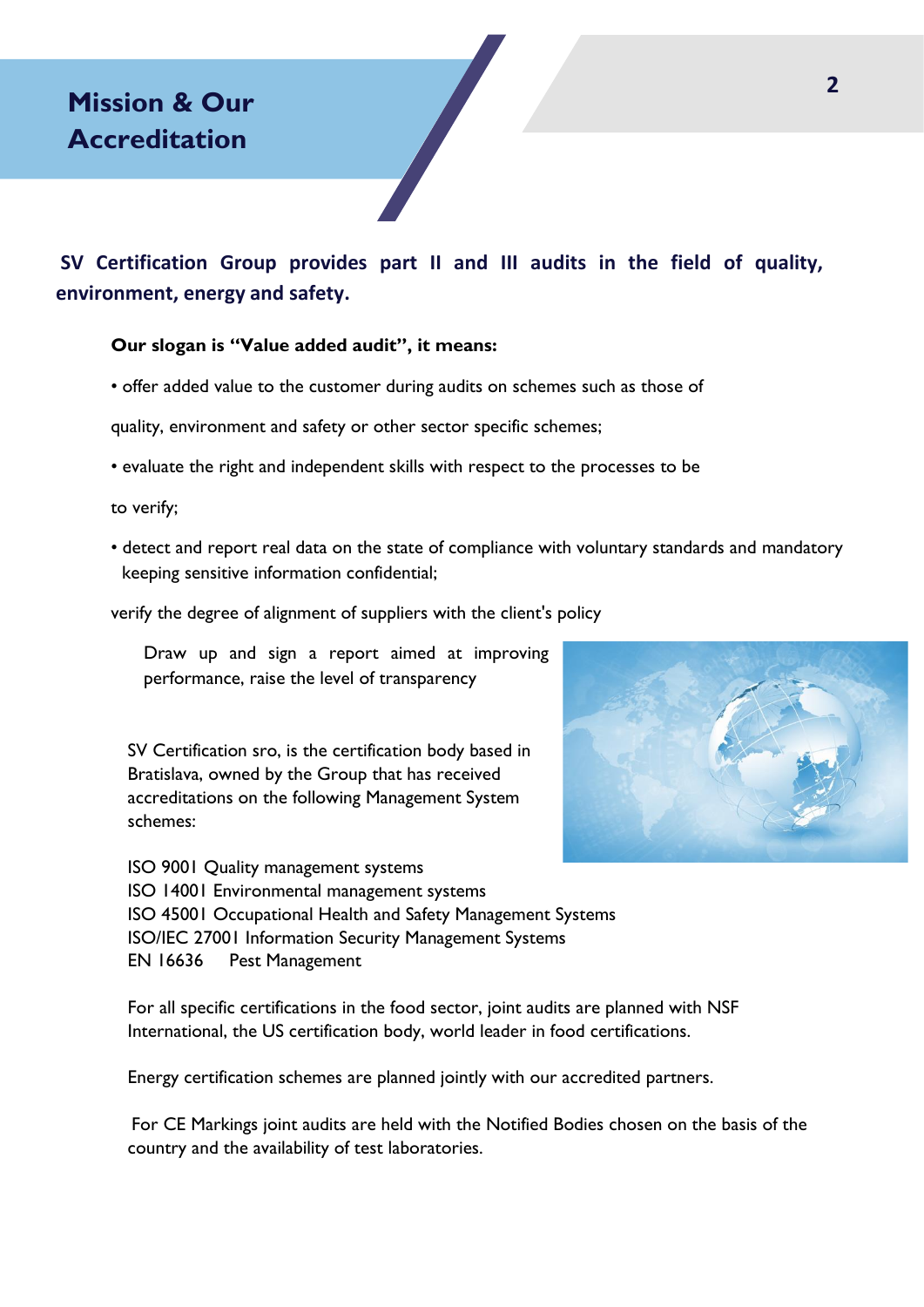# Mission & Our Accreditation

**SV Certification Group provides part II and III audits in the field of quality, environment, energy and safety.**

**Our slogan is "Value added audit", it means:**

- offer added value to the customer during audits on schemes such as those of quality, environment and safety or other sector specific schemes;
- evaluate the right and independent skills with respect to the processes to be to verify;
- detect and report real data on the state of compliance with voluntary standards and mandatory keeping sensitive information confidential;

verify the degree of alignment of suppliers with the client's policy

Draw up and sign a report aimed at improving performance, raise the level of transparency

SV Certification sro, is the certification body based in Bratislava, owned by the Group that has received accreditations on the following Management System schemes:

ISO 9001 Quality management systems
ISO 14001 Environmental management systems
ISO 45001 Occupational Health and Safety Management Systems
ISO/IEC 27001 Information Security Management Systems
EN 16636 Pest Management

For all specific certifications in the food sector, joint audits are planned with NSF International, the US certification body, world leader in food certifications.

Energy certification schemes are planned jointly with our accredited partners.

For CE Markings joint audits are held with the Notified Bodies chosen on the basis of the country and the availability of test laboratories.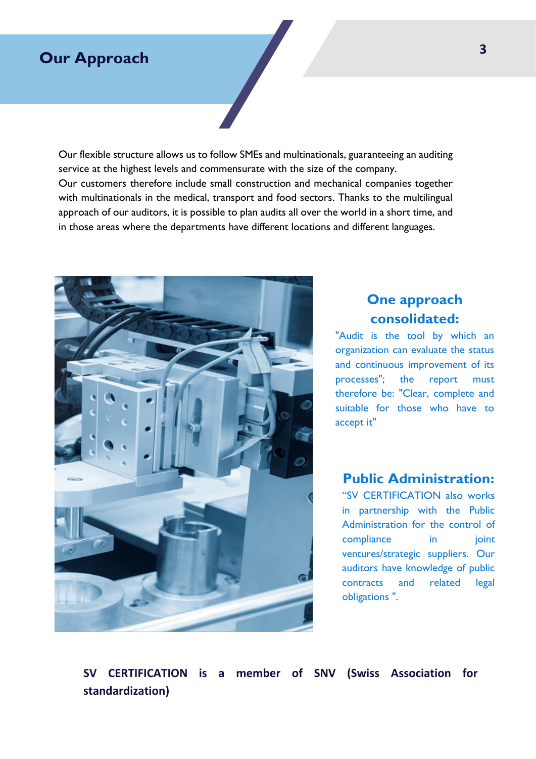# Our Approach

Our flexible structure allows us to follow SMEs and multinationals, guaranteeing an auditing service at the highest levels and commensurate with the size of the company.
Our customers therefore include small construction and mechanical companies together with multinationals in the medical, transport and food sectors. Thanks to the multilingual approach of our auditors, it is possible to plan audits all over the world in a short time, and in those areas where the departments have different locations and different languages.

## One approach consolidated:

"Audit is the tool by which an organization can evaluate the status and continuous improvement of its processes"; the report must therefore be: "Clear, complete and suitable for those who have to accept it"

## Public Administration:

"SV CERTIFICATION also works in partnership with the Public Administration for the control of compliance in joint ventures/strategic suppliers. Our auditors have knowledge of public contracts and related legal obligations ".

**SV CERTIFICATION is a member of SNV (Swiss Association for standardization)**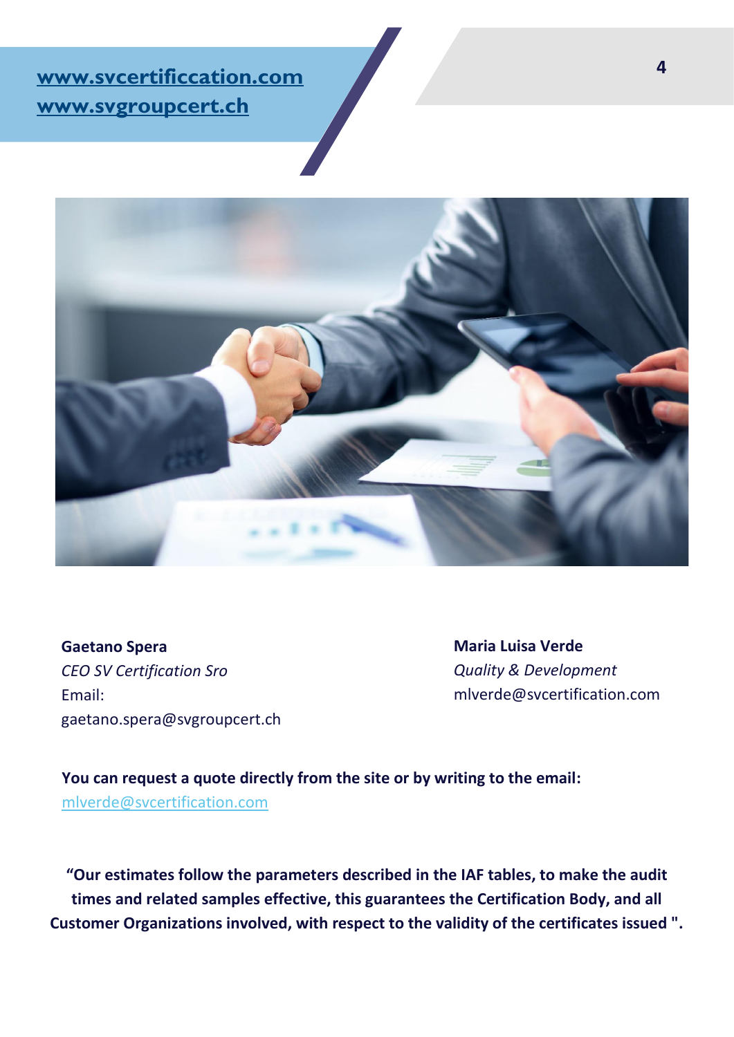**www.svcertificcation.com**
**www.svgroupcert.ch**

**Gaetano Spera**
*CEO SV Certification Sro*
Email:
gaetano.spera@svgroupcert.ch

**Maria Luisa Verde**
*Quality & Development*
mlverde@svcertification.com

**You can request a quote directly from the site or by writing to the email:**
mlverde@svcertification.com

**"Our estimates follow the parameters described in the IAF tables, to make the audit times and related samples effective, this guarantees the Certification Body, and all Customer Organizations involved, with respect to the validity of the certificates issued ".**